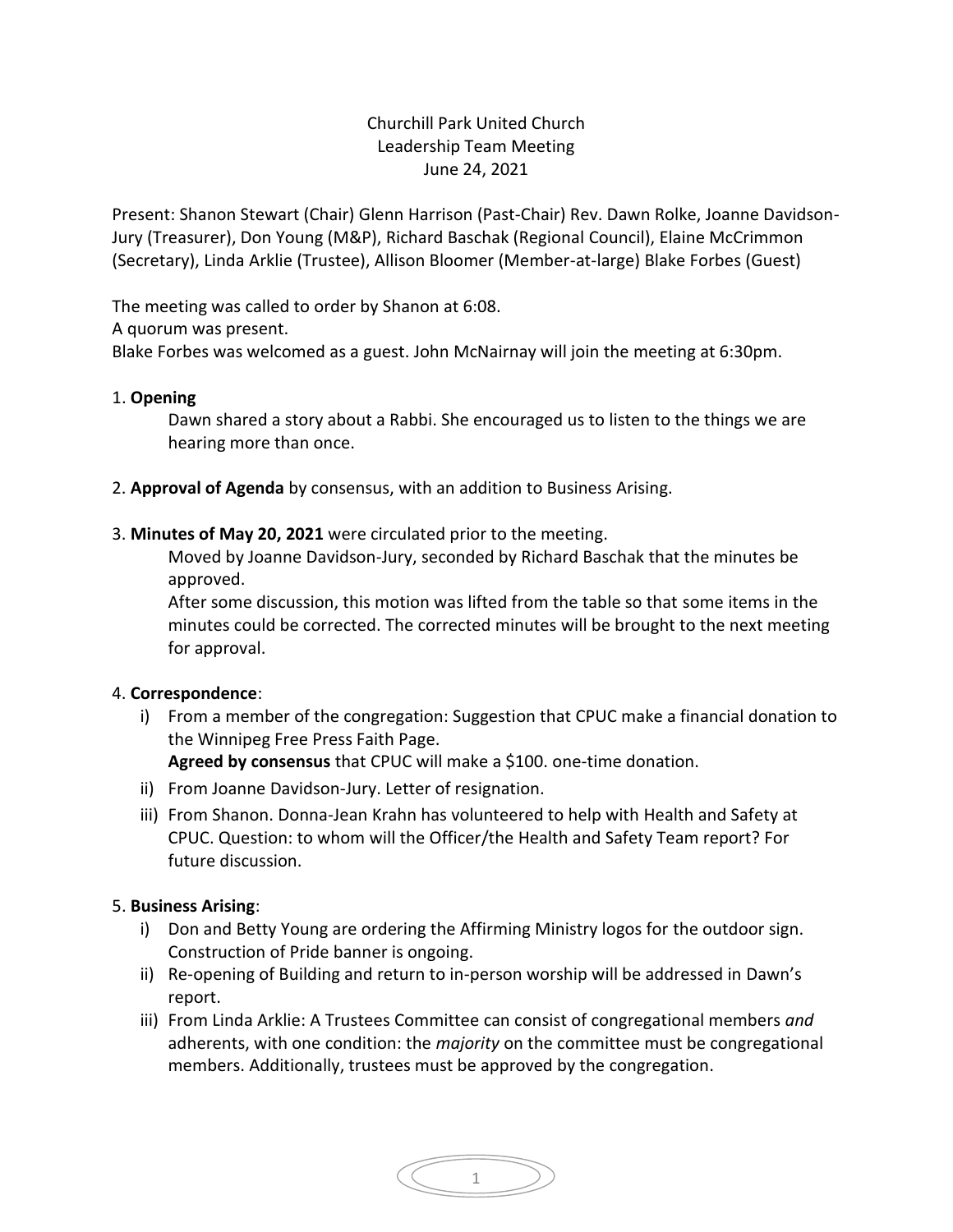Churchill Park United Church
Leadership Team Meeting
June 24, 2021

Present: Shanon Stewart (Chair) Glenn Harrison (Past-Chair) Rev. Dawn Rolke, Joanne Davidson-Jury (Treasurer), Don Young (M&P), Richard Baschak (Regional Council), Elaine McCrimmon (Secretary), Linda Arklie (Trustee), Allison Bloomer (Member-at-large) Blake Forbes (Guest)

The meeting was called to order by Shanon at 6:08.
A quorum was present.
Blake Forbes was welcomed as a guest. John McNairnay will join the meeting at 6:30pm.

1. **Opening**

   Dawn shared a story about a Rabbi. She encouraged us to listen to the things we are hearing more than once.

2. **Approval of Agenda** by consensus, with an addition to Business Arising.

3. **Minutes of May 20, 2021** were circulated prior to the meeting.

   Moved by Joanne Davidson-Jury, seconded by Richard Baschak that the minutes be approved.
   After some discussion, this motion was lifted from the table so that some items in the minutes could be corrected. The corrected minutes will be brought to the next meeting for approval.

4. **Correspondence**:

   i) From a member of the congregation: Suggestion that CPUC make a financial donation to the Winnipeg Free Press Faith Page.
   **Agreed by consensus** that CPUC will make a $100. one-time donation.

   ii) From Joanne Davidson-Jury. Letter of resignation.

   iii) From Shanon. Donna-Jean Krahn has volunteered to help with Health and Safety at CPUC. Question: to whom will the Officer/the Health and Safety Team report? For future discussion.

5. **Business Arising**:

   i) Don and Betty Young are ordering the Affirming Ministry logos for the outdoor sign. Construction of Pride banner is ongoing.

   ii) Re-opening of Building and return to in-person worship will be addressed in Dawn's report.

   iii) From Linda Arklie: A Trustees Committee can consist of congregational members *and* adherents, with one condition: the *majority* on the committee must be congregational members. Additionally, trustees must be approved by the congregation.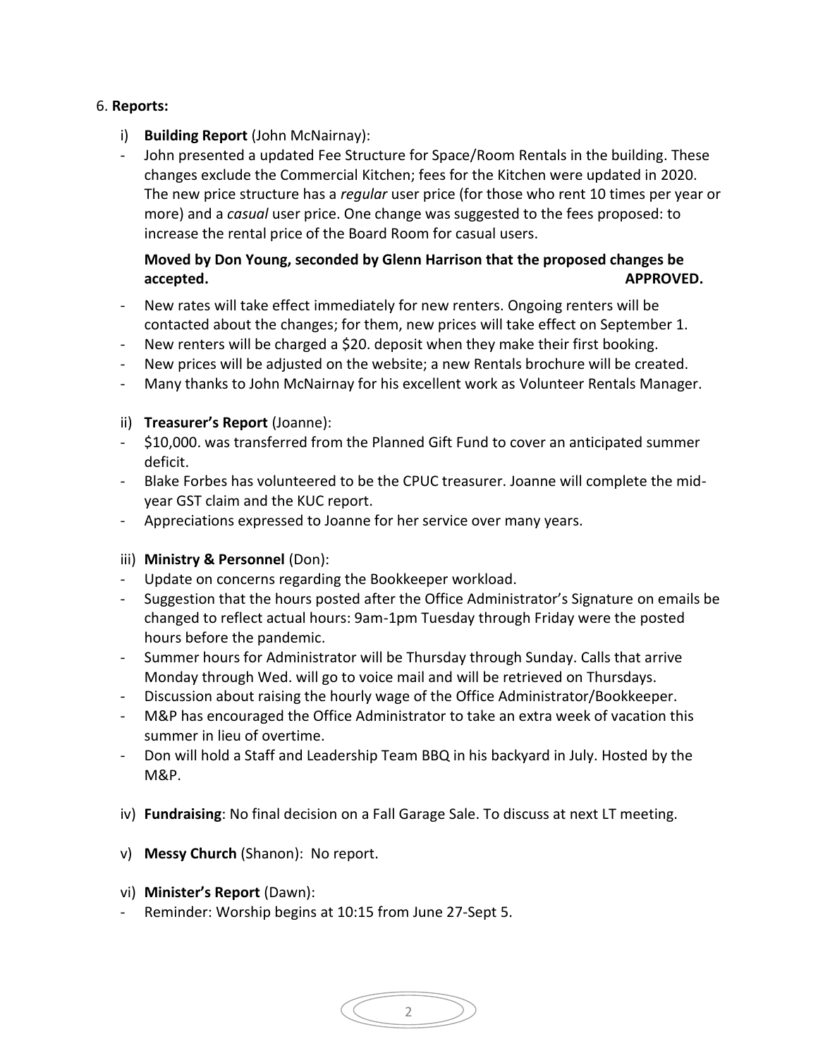6. **Reports:**

i) **Building Report** (John McNairnay):

- John presented a updated Fee Structure for Space/Room Rentals in the building. These changes exclude the Commercial Kitchen; fees for the Kitchen were updated in 2020. The new price structure has a *regular* user price (for those who rent 10 times per year or more) and a *casual* user price. One change was suggested to the fees proposed: to increase the rental price of the Board Room for casual users.

**Moved by Don Young, seconded by Glenn Harrison that the proposed changes be accepted. APPROVED.**

- New rates will take effect immediately for new renters. Ongoing renters will be contacted about the changes; for them, new prices will take effect on September 1.
- New renters will be charged a $20. deposit when they make their first booking.
- New prices will be adjusted on the website; a new Rentals brochure will be created.
- Many thanks to John McNairnay for his excellent work as Volunteer Rentals Manager.

ii) **Treasurer's Report** (Joanne):

- $10,000. was transferred from the Planned Gift Fund to cover an anticipated summer deficit.
- Blake Forbes has volunteered to be the CPUC treasurer. Joanne will complete the mid-year GST claim and the KUC report.
- Appreciations expressed to Joanne for her service over many years.

iii) **Ministry & Personnel** (Don):

- Update on concerns regarding the Bookkeeper workload.
- Suggestion that the hours posted after the Office Administrator's Signature on emails be changed to reflect actual hours: 9am-1pm Tuesday through Friday were the posted hours before the pandemic.
- Summer hours for Administrator will be Thursday through Sunday. Calls that arrive Monday through Wed. will go to voice mail and will be retrieved on Thursdays.
- Discussion about raising the hourly wage of the Office Administrator/Bookkeeper.
- M&P has encouraged the Office Administrator to take an extra week of vacation this summer in lieu of overtime.
- Don will hold a Staff and Leadership Team BBQ in his backyard in July. Hosted by the M&P.

iv) **Fundraising**: No final decision on a Fall Garage Sale. To discuss at next LT meeting.

v) **Messy Church** (Shanon): No report.

vi) **Minister's Report** (Dawn):

- Reminder: Worship begins at 10:15 from June 27-Sept 5.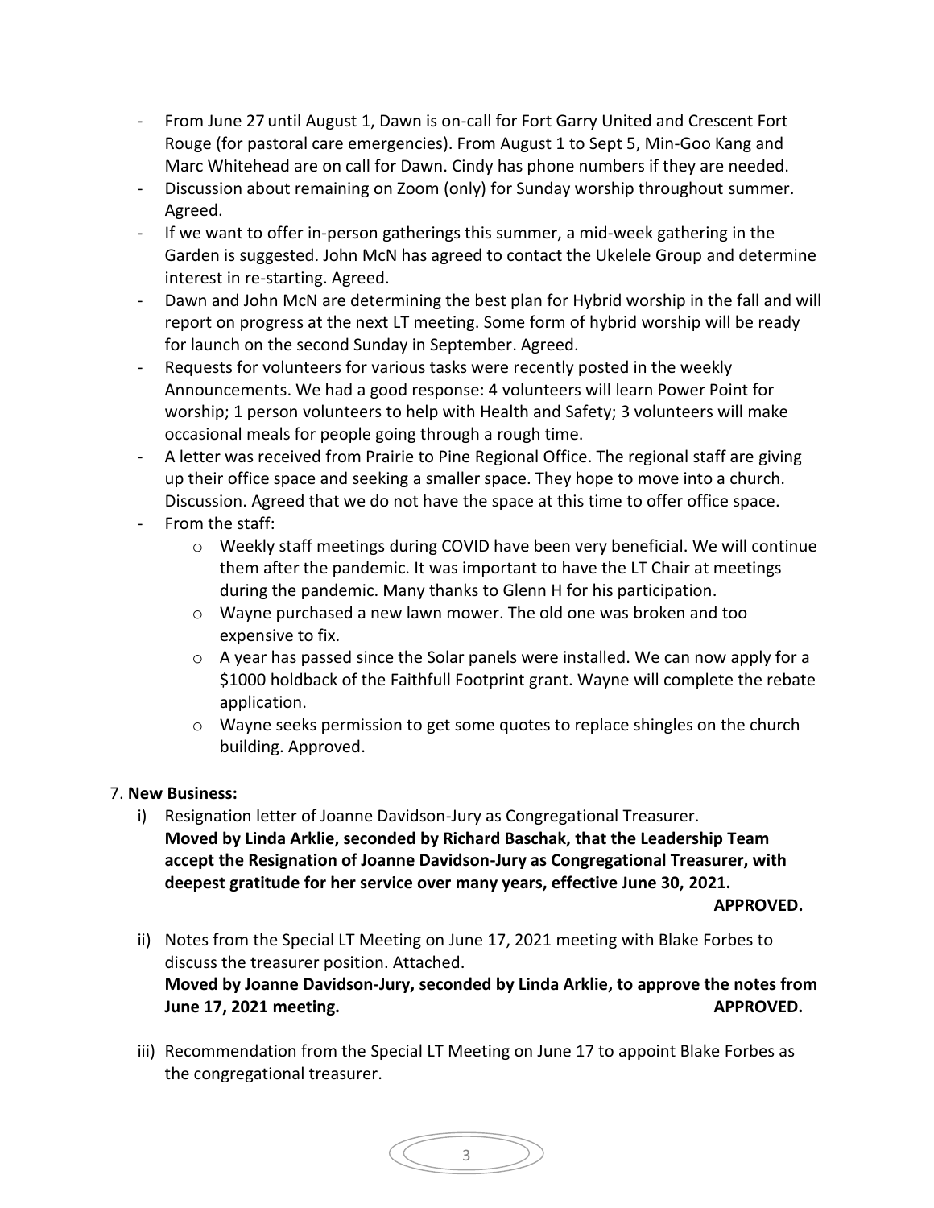- From June 27 until August 1, Dawn is on-call for Fort Garry United and Crescent Fort Rouge (for pastoral care emergencies). From August 1 to Sept 5, Min-Goo Kang and Marc Whitehead are on call for Dawn. Cindy has phone numbers if they are needed.
- Discussion about remaining on Zoom (only) for Sunday worship throughout summer. Agreed.
- If we want to offer in-person gatherings this summer, a mid-week gathering in the Garden is suggested. John McN has agreed to contact the Ukelele Group and determine interest in re-starting. Agreed.
- Dawn and John McN are determining the best plan for Hybrid worship in the fall and will report on progress at the next LT meeting. Some form of hybrid worship will be ready for launch on the second Sunday in September. Agreed.
- Requests for volunteers for various tasks were recently posted in the weekly Announcements. We had a good response: 4 volunteers will learn Power Point for worship; 1 person volunteers to help with Health and Safety; 3 volunteers will make occasional meals for people going through a rough time.
- A letter was received from Prairie to Pine Regional Office. The regional staff are giving up their office space and seeking a smaller space. They hope to move into a church. Discussion. Agreed that we do not have the space at this time to offer office space.
- From the staff:
  - Weekly staff meetings during COVID have been very beneficial. We will continue them after the pandemic. It was important to have the LT Chair at meetings during the pandemic. Many thanks to Glenn H for his participation.
  - Wayne purchased a new lawn mower. The old one was broken and too expensive to fix.
  - A year has passed since the Solar panels were installed. We can now apply for a $1000 holdback of the Faithfull Footprint grant. Wayne will complete the rebate application.
  - Wayne seeks permission to get some quotes to replace shingles on the church building. Approved.

7. **New Business:**

i) Resignation letter of Joanne Davidson-Jury as Congregational Treasurer.
**Moved by Linda Arklie, seconded by Richard Baschak, that the Leadership Team accept the Resignation of Joanne Davidson-Jury as Congregational Treasurer, with deepest gratitude for her service over many years, effective June 30, 2021.**
**APPROVED.**

ii) Notes from the Special LT Meeting on June 17, 2021 meeting with Blake Forbes to discuss the treasurer position. Attached.
**Moved by Joanne Davidson-Jury, seconded by Linda Arklie, to approve the notes from June 17, 2021 meeting. APPROVED.**

iii) Recommendation from the Special LT Meeting on June 17 to appoint Blake Forbes as the congregational treasurer.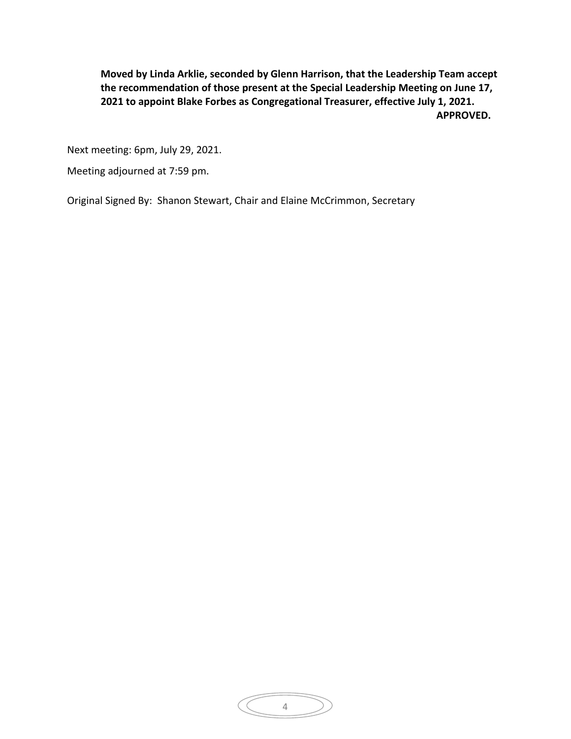**Moved by Linda Arklie, seconded by Glenn Harrison, that the Leadership Team accept the recommendation of those present at the Special Leadership Meeting on June 17, 2021 to appoint Blake Forbes as Congregational Treasurer, effective July 1, 2021.**
**APPROVED.**

Next meeting: 6pm, July 29, 2021.

Meeting adjourned at 7:59 pm.

Original Signed By: Shanon Stewart, Chair and Elaine McCrimmon, Secretary